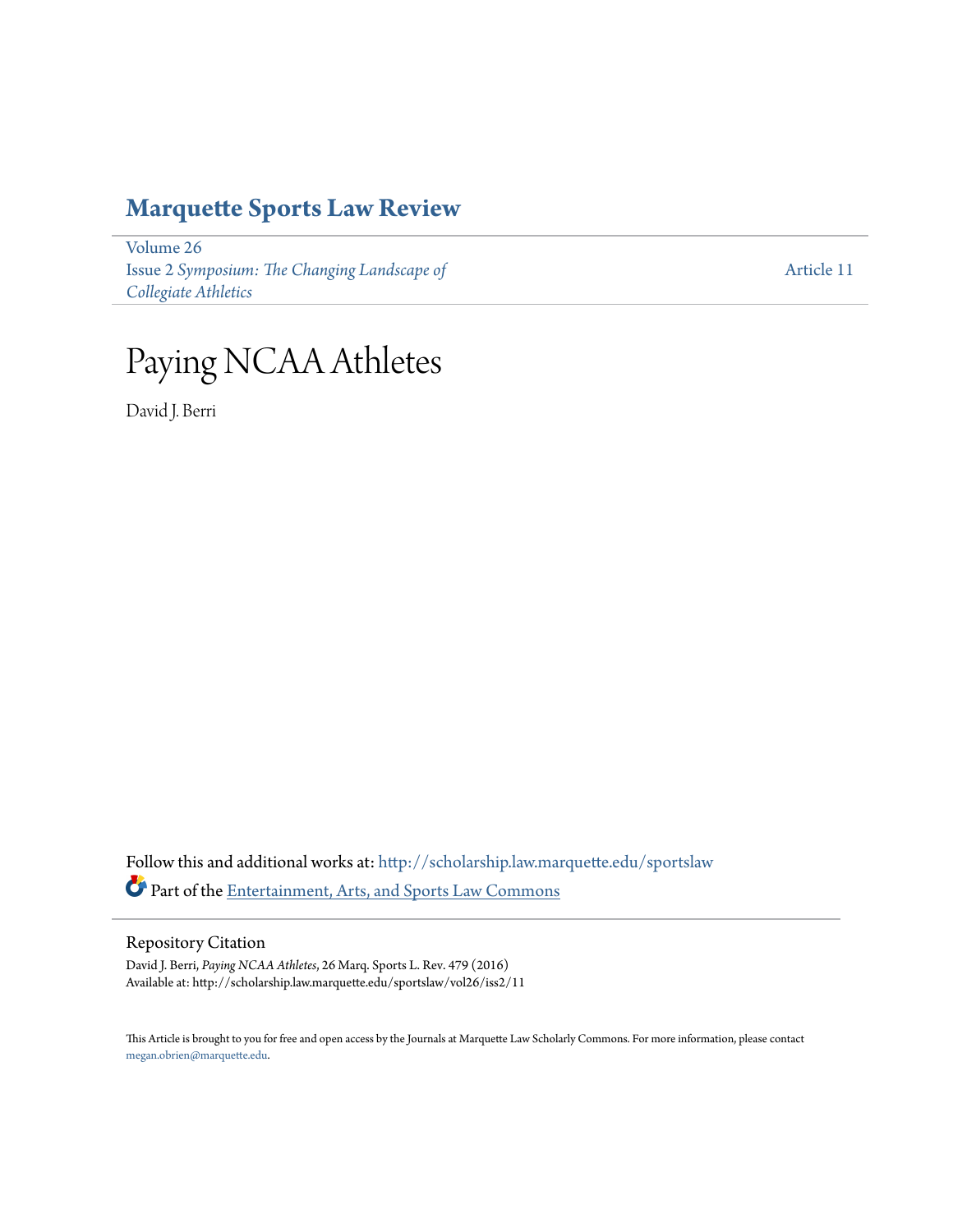# Marquette Sports Law Review

Volume 26
Issue 2 *Symposium: The Changing Landscape of Collegiate Athletics*

Article 11

# Paying NCAA Athletes

David J. Berri

Follow this and additional works at: http://scholarship.law.marquette.edu/sportslaw

Part of the Entertainment, Arts, and Sports Law Commons

## Repository Citation

David J. Berri, *Paying NCAA Athletes*, 26 Marq. Sports L. Rev. 479 (2016)
Available at: http://scholarship.law.marquette.edu/sportslaw/vol26/iss2/11

This Article is brought to you for free and open access by the Journals at Marquette Law Scholarly Commons. For more information, please contact megan.obrien@marquette.edu.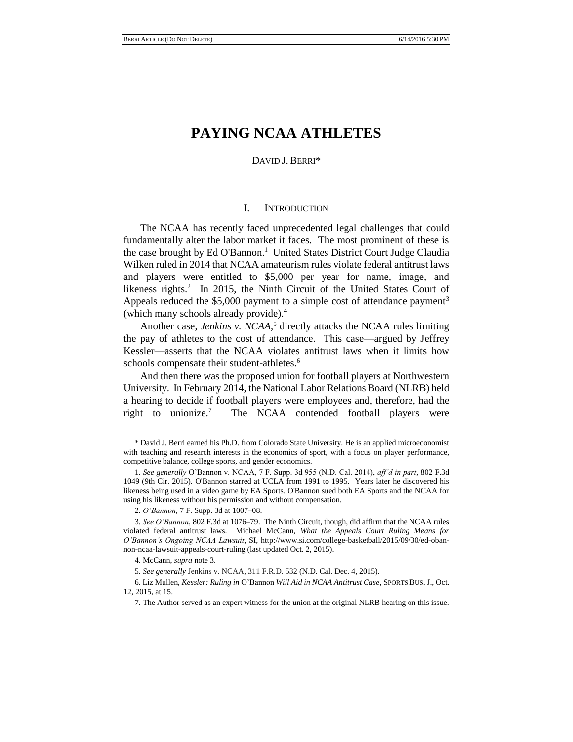# PAYING NCAA ATHLETES

DAVID J. BERRI*

## I. INTRODUCTION

The NCAA has recently faced unprecedented legal challenges that could fundamentally alter the labor market it faces. The most prominent of these is the case brought by Ed O'Bannon.[1] United States District Court Judge Claudia Wilken ruled in 2014 that NCAA amateurism rules violate federal antitrust laws and players were entitled to $5,000 per year for name, image, and likeness rights.[2] In 2015, the Ninth Circuit of the United States Court of Appeals reduced the $5,000 payment to a simple cost of attendance payment[3] (which many schools already provide).[4]

Another case, *Jenkins v. NCAA*,[5] directly attacks the NCAA rules limiting the pay of athletes to the cost of attendance. This case—argued by Jeffrey Kessler—asserts that the NCAA violates antitrust laws when it limits how schools compensate their student-athletes.[6]

And then there was the proposed union for football players at Northwestern University. In February 2014, the National Labor Relations Board (NLRB) held a hearing to decide if football players were employees and, therefore, had the right to unionize.[7] The NCAA contended football players were

---

\* David J. Berri earned his Ph.D. from Colorado State University. He is an applied microeconomist with teaching and research interests in the economics of sport, with a focus on player performance, competitive balance, college sports, and gender economics.

1. *See generally* O'Bannon v. NCAA, 7 F. Supp. 3d 955 (N.D. Cal. 2014), *aff'd in part*, 802 F.3d 1049 (9th Cir. 2015). O'Bannon starred at UCLA from 1991 to 1995. Years later he discovered his likeness being used in a video game by EA Sports. O'Bannon sued both EA Sports and the NCAA for using his likeness without his permission and without compensation.

2. *O'Bannon*, 7 F. Supp. 3d at 1007–08.

3. *See O'Bannon*, 802 F.3d at 1076–79. The Ninth Circuit, though, did affirm that the NCAA rules violated federal antitrust laws. Michael McCann, *What the Appeals Court Ruling Means for O'Bannon's Ongoing NCAA Lawsuit*, SI, http://www.si.com/college-basketball/2015/09/30/ed-obannon-ncaa-lawsuit-appeals-court-ruling (last updated Oct. 2, 2015).

4. McCann, *supra* note 3.

5. *See generally* Jenkins v. NCAA, 311 F.R.D. 532 (N.D. Cal. Dec. 4, 2015).

6. Liz Mullen, *Kessler: Ruling in* O'Bannon *Will Aid in NCAA Antitrust Case*, SPORTS BUS. J., Oct. 12, 2015, at 15.

7. The Author served as an expert witness for the union at the original NLRB hearing on this issue.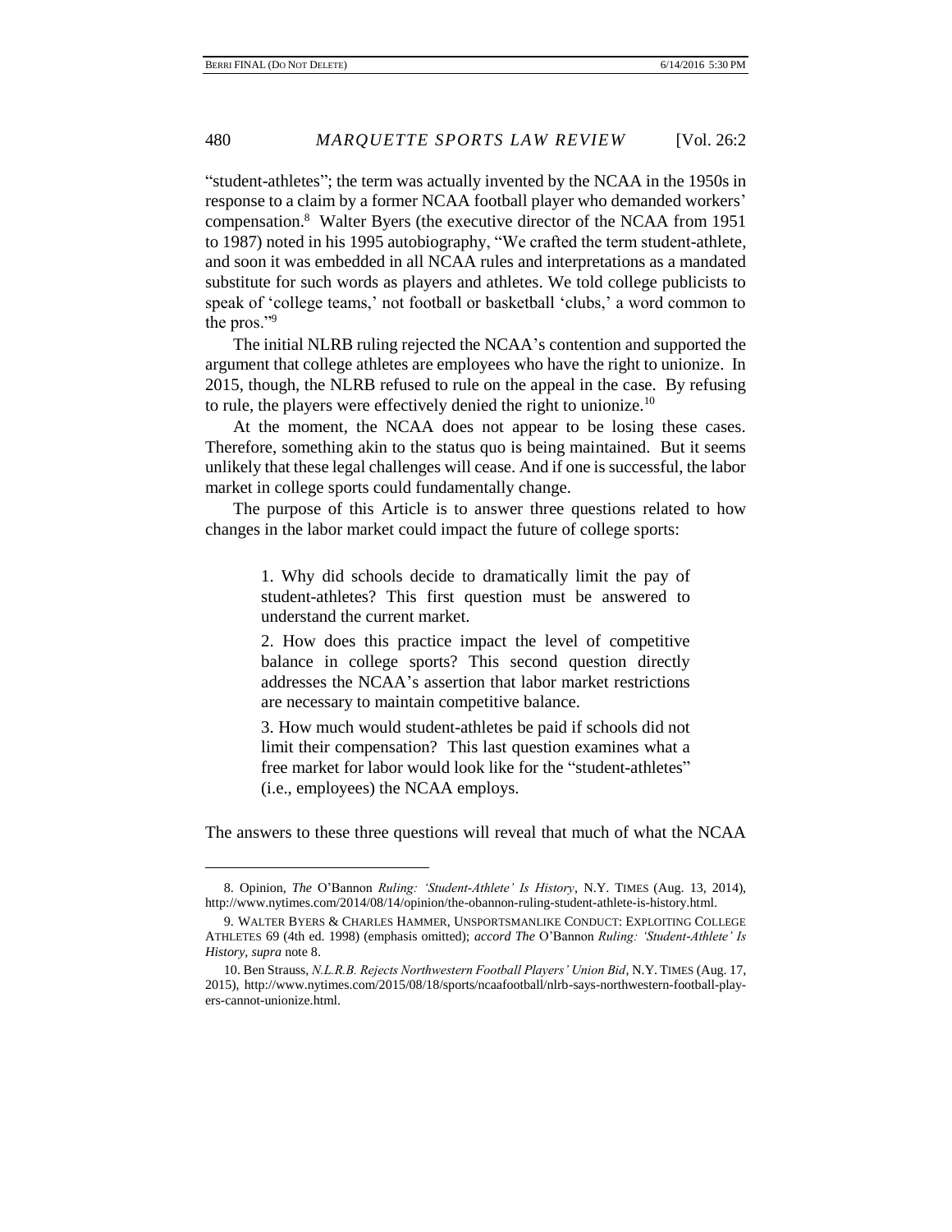"student-athletes"; the term was actually invented by the NCAA in the 1950s in response to a claim by a former NCAA football player who demanded workers' compensation.[8] Walter Byers (the executive director of the NCAA from 1951 to 1987) noted in his 1995 autobiography, "We crafted the term student-athlete, and soon it was embedded in all NCAA rules and interpretations as a mandated substitute for such words as players and athletes. We told college publicists to speak of 'college teams,' not football or basketball 'clubs,' a word common to the pros."[9]

The initial NLRB ruling rejected the NCAA's contention and supported the argument that college athletes are employees who have the right to unionize. In 2015, though, the NLRB refused to rule on the appeal in the case. By refusing to rule, the players were effectively denied the right to unionize.[10]

At the moment, the NCAA does not appear to be losing these cases. Therefore, something akin to the status quo is being maintained. But it seems unlikely that these legal challenges will cease. And if one is successful, the labor market in college sports could fundamentally change.

The purpose of this Article is to answer three questions related to how changes in the labor market could impact the future of college sports:

> 1. Why did schools decide to dramatically limit the pay of student-athletes? This first question must be answered to understand the current market.
>
> 2. How does this practice impact the level of competitive balance in college sports? This second question directly addresses the NCAA's assertion that labor market restrictions are necessary to maintain competitive balance.
>
> 3. How much would student-athletes be paid if schools did not limit their compensation? This last question examines what a free market for labor would look like for the "student-athletes" (i.e., employees) the NCAA employs.

The answers to these three questions will reveal that much of what the NCAA

8. Opinion, *The* O'Bannon *Ruling: 'Student-Athlete' Is History*, N.Y. TIMES (Aug. 13, 2014), http://www.nytimes.com/2014/08/14/opinion/the-obannon-ruling-student-athlete-is-history.html.

9. WALTER BYERS & CHARLES HAMMER, UNSPORTSMANLIKE CONDUCT: EXPLOITING COLLEGE ATHLETES 69 (4th ed. 1998) (emphasis omitted); *accord The* O'Bannon *Ruling: 'Student-Athlete' Is History*, *supra* note 8.

10. Ben Strauss, *N.L.R.B. Rejects Northwestern Football Players' Union Bid*, N.Y. TIMES (Aug. 17, 2015), http://www.nytimes.com/2015/08/18/sports/ncaafootball/nlrb-says-northwestern-football-players-cannot-unionize.html.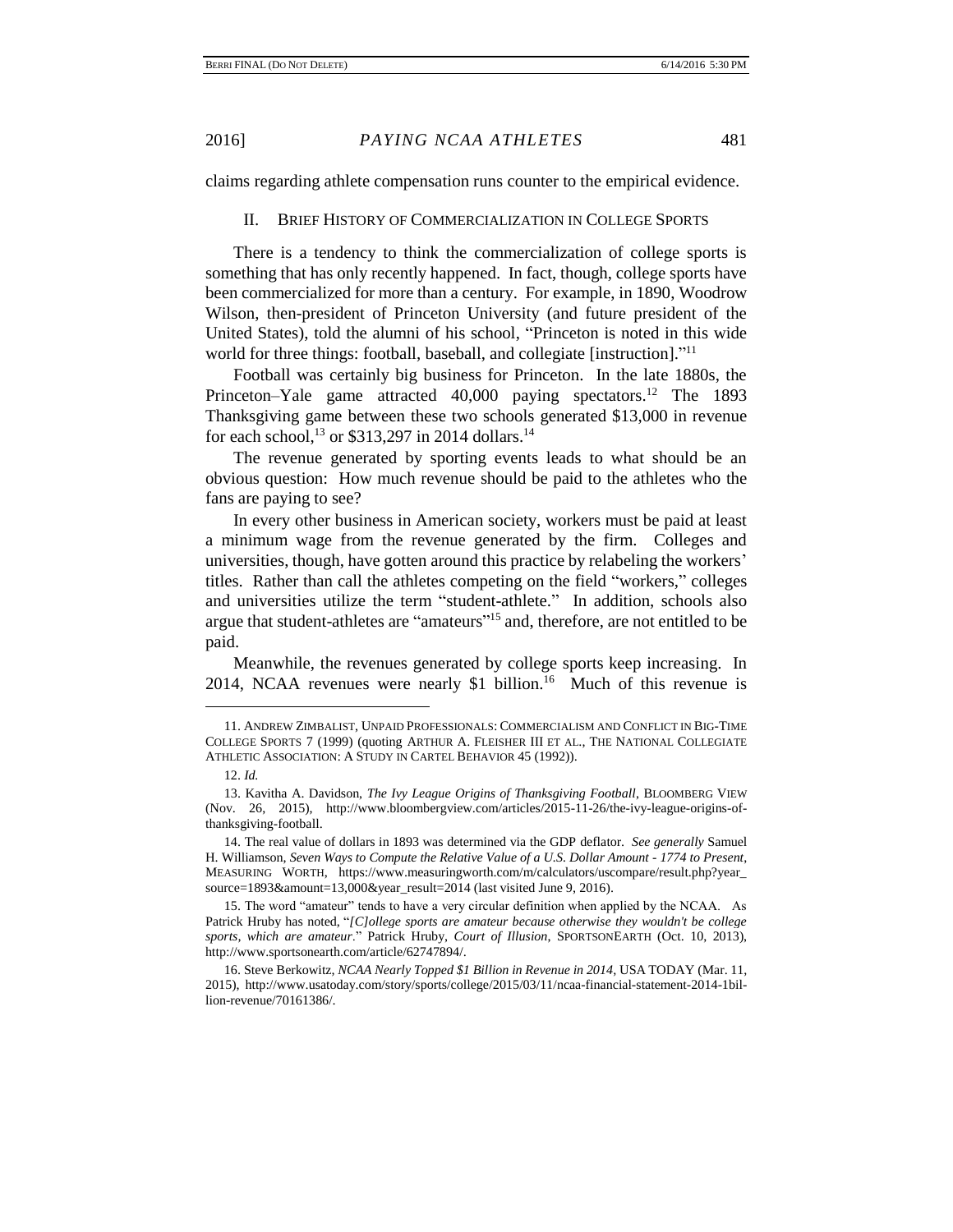claims regarding athlete compensation runs counter to the empirical evidence.

## II. Brief History of Commercialization in College Sports

There is a tendency to think the commercialization of college sports is something that has only recently happened. In fact, though, college sports have been commercialized for more than a century. For example, in 1890, Woodrow Wilson, then-president of Princeton University (and future president of the United States), told the alumni of his school, "Princeton is noted in this wide world for three things: football, baseball, and collegiate [instruction]."[11]

Football was certainly big business for Princeton. In the late 1880s, the Princeton–Yale game attracted 40,000 paying spectators.[12] The 1893 Thanksgiving game between these two schools generated $13,000 in revenue for each school,[13] or $313,297 in 2014 dollars.[14]

The revenue generated by sporting events leads to what should be an obvious question: How much revenue should be paid to the athletes who the fans are paying to see?

In every other business in American society, workers must be paid at least a minimum wage from the revenue generated by the firm. Colleges and universities, though, have gotten around this practice by relabeling the workers' titles. Rather than call the athletes competing on the field "workers," colleges and universities utilize the term "student-athlete." In addition, schools also argue that student-athletes are "amateurs"[15] and, therefore, are not entitled to be paid.

Meanwhile, the revenues generated by college sports keep increasing. In 2014, NCAA revenues were nearly $1 billion.[16] Much of this revenue is

---

11. Andrew Zimbalist, Unpaid Professionals: Commercialism and Conflict in Big-Time College Sports 7 (1999) (quoting Arthur A. Fleisher III et al., The National Collegiate Athletic Association: A Study in Cartel Behavior 45 (1992)).

12. *Id.*

13. Kavitha A. Davidson, *The Ivy League Origins of Thanksgiving Football*, Bloomberg View (Nov. 26, 2015), http://www.bloombergview.com/articles/2015-11-26/the-ivy-league-origins-of-thanksgiving-football.

14. The real value of dollars in 1893 was determined via the GDP deflator. *See generally* Samuel H. Williamson, *Seven Ways to Compute the Relative Value of a U.S. Dollar Amount - 1774 to Present*, Measuring Worth, https://www.measuringworth.com/m/calculators/uscompare/result.php?year_source=1893&amount=13,000&year_result=2014 (last visited June 9, 2016).

15. The word "amateur" tends to have a very circular definition when applied by the NCAA. As Patrick Hruby has noted, "*[C]ollege sports are amateur because otherwise they wouldn't be college sports, which are amateur*." Patrick Hruby, *Court of Illusion*, SportsonEarth (Oct. 10, 2013), http://www.sportsonearth.com/article/62747894/.

16. Steve Berkowitz, *NCAA Nearly Topped $1 Billion in Revenue in 2014*, USA Today (Mar. 11, 2015), http://www.usatoday.com/story/sports/college/2015/03/11/ncaa-financial-statement-2014-1billion-revenue/70161386/.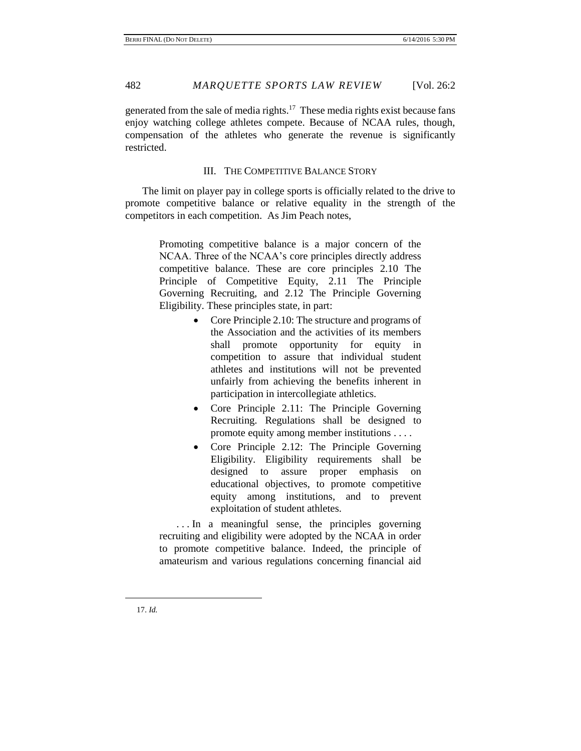generated from the sale of media rights.[17] These media rights exist because fans enjoy watching college athletes compete. Because of NCAA rules, though, compensation of the athletes who generate the revenue is significantly restricted.

## III. THE COMPETITIVE BALANCE STORY

The limit on player pay in college sports is officially related to the drive to promote competitive balance or relative equality in the strength of the competitors in each competition. As Jim Peach notes,

> Promoting competitive balance is a major concern of the NCAA. Three of the NCAA's core principles directly address competitive balance. These are core principles 2.10 The Principle of Competitive Equity, 2.11 The Principle Governing Recruiting, and 2.12 The Principle Governing Eligibility. These principles state, in part:
>
> - Core Principle 2.10: The structure and programs of the Association and the activities of its members shall promote opportunity for equity in competition to assure that individual student athletes and institutions will not be prevented unfairly from achieving the benefits inherent in participation in intercollegiate athletics.
> - Core Principle 2.11: The Principle Governing Recruiting. Regulations shall be designed to promote equity among member institutions . . . .
> - Core Principle 2.12: The Principle Governing Eligibility. Eligibility requirements shall be designed to assure proper emphasis on educational objectives, to promote competitive equity among institutions, and to prevent exploitation of student athletes.
>
> . . . In a meaningful sense, the principles governing recruiting and eligibility were adopted by the NCAA in order to promote competitive balance. Indeed, the principle of amateurism and various regulations concerning financial aid

17. *Id.*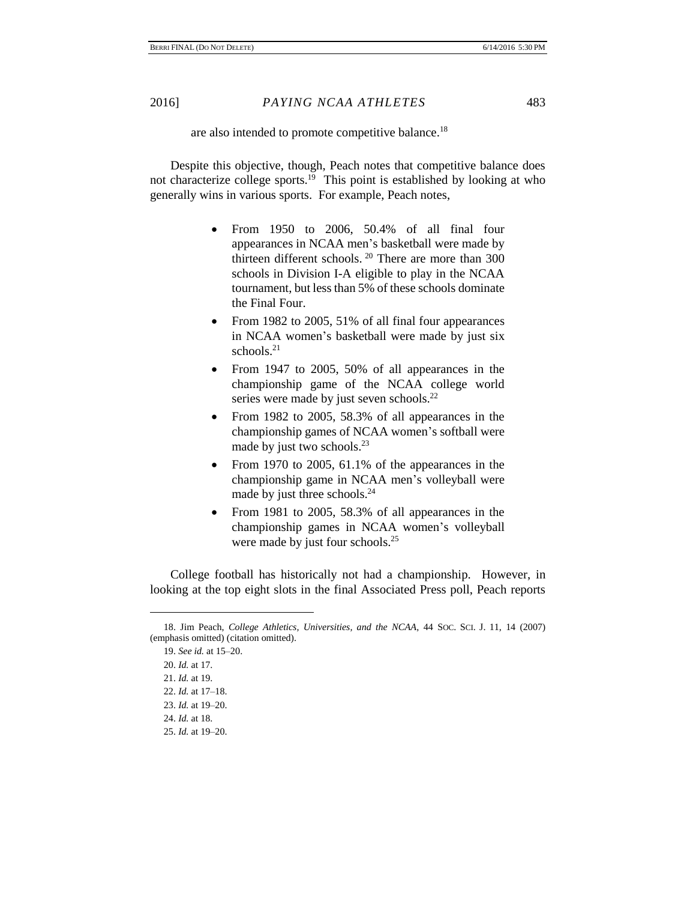are also intended to promote competitive balance.[18]

Despite this objective, though, Peach notes that competitive balance does not characterize college sports.[19] This point is established by looking at who generally wins in various sports. For example, Peach notes,

- From 1950 to 2006, 50.4% of all final four appearances in NCAA men's basketball were made by thirteen different schools.[20] There are more than 300 schools in Division I-A eligible to play in the NCAA tournament, but less than 5% of these schools dominate the Final Four.
- From 1982 to 2005, 51% of all final four appearances in NCAA women's basketball were made by just six schools.[21]
- From 1947 to 2005, 50% of all appearances in the championship game of the NCAA college world series were made by just seven schools.[22]
- From 1982 to 2005, 58.3% of all appearances in the championship games of NCAA women's softball were made by just two schools.[23]
- From 1970 to 2005, 61.1% of the appearances in the championship game in NCAA men's volleyball were made by just three schools.[24]
- From 1981 to 2005, 58.3% of all appearances in the championship games in NCAA women's volleyball were made by just four schools.[25]

College football has historically not had a championship. However, in looking at the top eight slots in the final Associated Press poll, Peach reports

---

18. Jim Peach, *College Athletics, Universities, and the NCAA*, 44 SOC. SCI. J. 11, 14 (2007) (emphasis omitted) (citation omitted).

19. *See id.* at 15–20.

20. *Id.* at 17.

21. *Id.* at 19.

22. *Id.* at 17–18.

23. *Id.* at 19–20.

24. *Id.* at 18.

25. *Id.* at 19–20.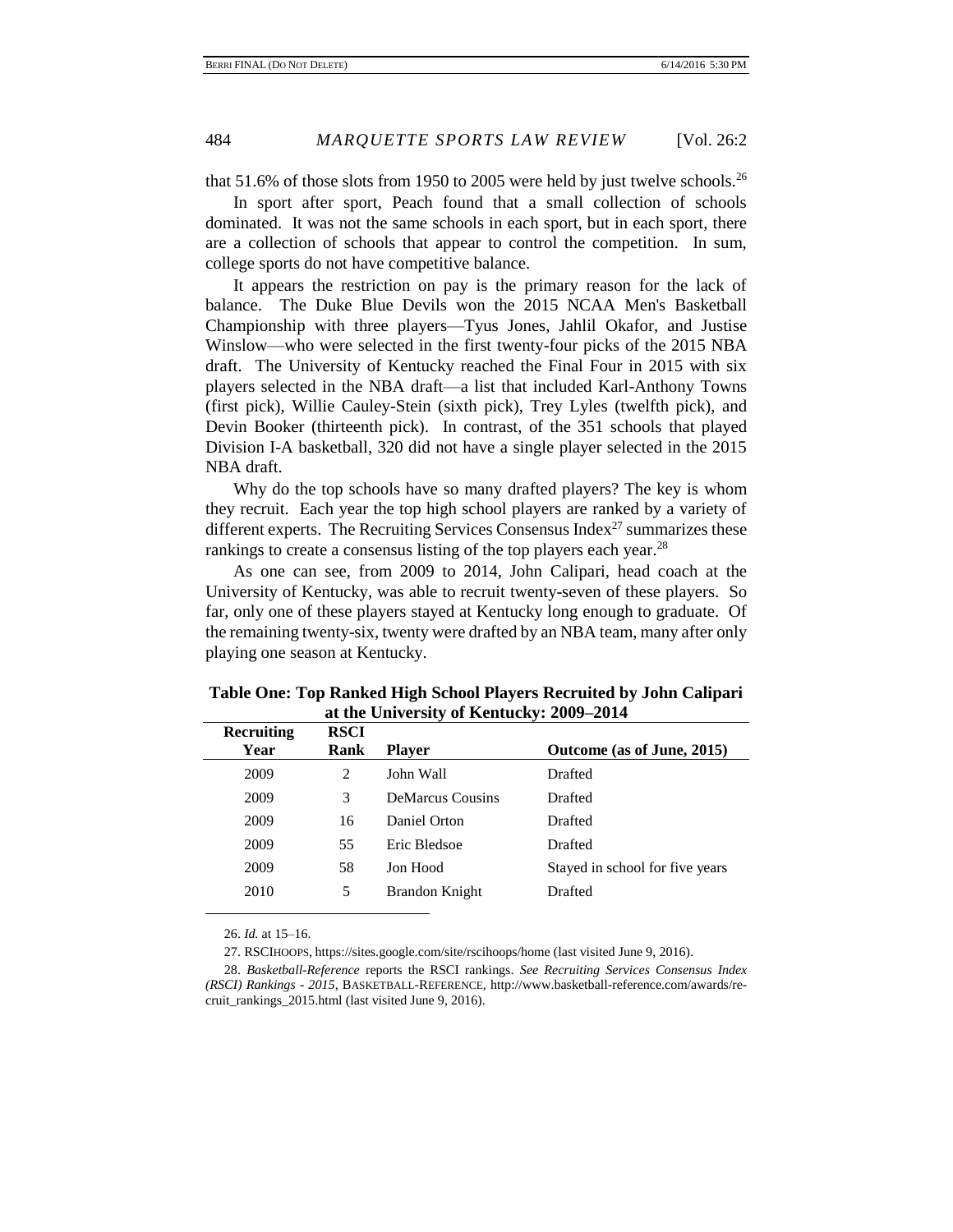that 51.6% of those slots from 1950 to 2005 were held by just twelve schools.[26]

In sport after sport, Peach found that a small collection of schools dominated. It was not the same schools in each sport, but in each sport, there are a collection of schools that appear to control the competition. In sum, college sports do not have competitive balance.

It appears the restriction on pay is the primary reason for the lack of balance. The Duke Blue Devils won the 2015 NCAA Men's Basketball Championship with three players—Tyus Jones, Jahlil Okafor, and Justise Winslow—who were selected in the first twenty-four picks of the 2015 NBA draft. The University of Kentucky reached the Final Four in 2015 with six players selected in the NBA draft—a list that included Karl-Anthony Towns (first pick), Willie Cauley-Stein (sixth pick), Trey Lyles (twelfth pick), and Devin Booker (thirteenth pick). In contrast, of the 351 schools that played Division I-A basketball, 320 did not have a single player selected in the 2015 NBA draft.

Why do the top schools have so many drafted players? The key is whom they recruit. Each year the top high school players are ranked by a variety of different experts. The Recruiting Services Consensus Index[27] summarizes these rankings to create a consensus listing of the top players each year.[28]

As one can see, from 2009 to 2014, John Calipari, head coach at the University of Kentucky, was able to recruit twenty-seven of these players. So far, only one of these players stayed at Kentucky long enough to graduate. Of the remaining twenty-six, twenty were drafted by an NBA team, many after only playing one season at Kentucky.

**Table One: Top Ranked High School Players Recruited by John Calipari at the University of Kentucky: 2009–2014**

| Recruiting Year | RSCI Rank | Player | Outcome (as of June, 2015) |
|---|---|---|---|
| 2009 | 2 | John Wall | Drafted |
| 2009 | 3 | DeMarcus Cousins | Drafted |
| 2009 | 16 | Daniel Orton | Drafted |
| 2009 | 55 | Eric Bledsoe | Drafted |
| 2009 | 58 | Jon Hood | Stayed in school for five years |
| 2010 | 5 | Brandon Knight | Drafted |

26. *Id.* at 15–16.

27. RSCIHOOPS, https://sites.google.com/site/rscihoops/home (last visited June 9, 2016).

28. *Basketball-Reference* reports the RSCI rankings. *See Recruiting Services Consensus Index (RSCI) Rankings - 2015*, BASKETBALL-REFERENCE, http://www.basketball-reference.com/awards/recruit_rankings_2015.html (last visited June 9, 2016).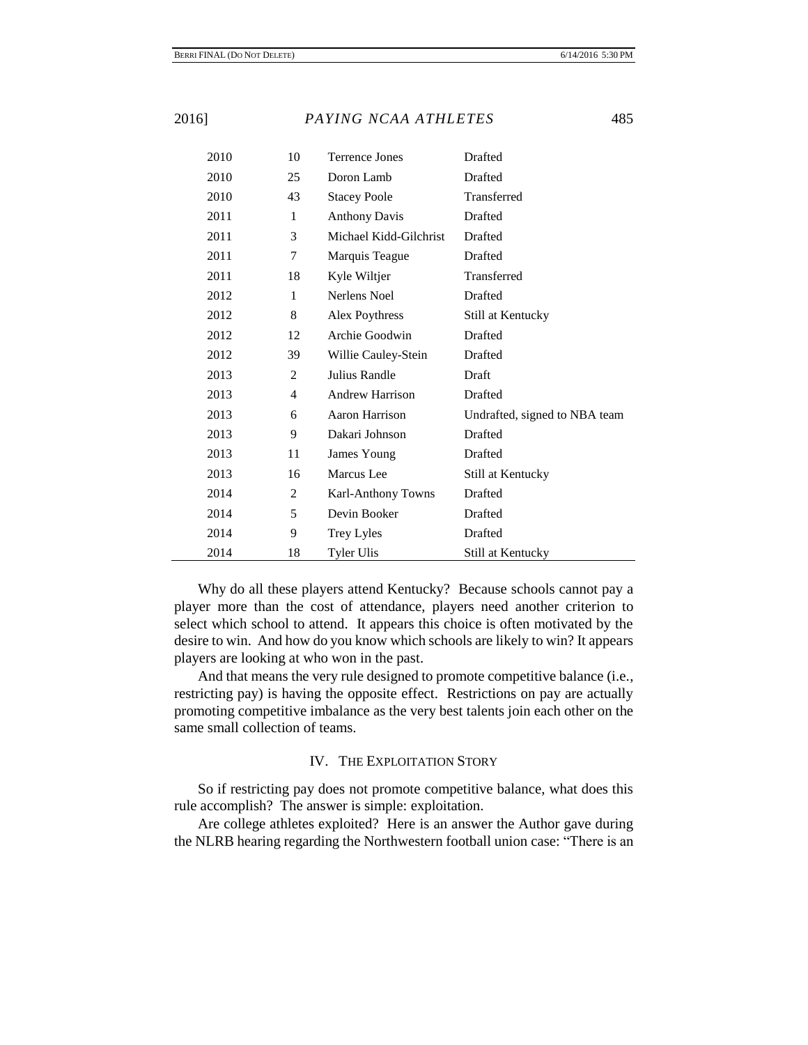| | | | |
|---|---|---|---|
| 2010 | 10 | Terrence Jones | Drafted |
| 2010 | 25 | Doron Lamb | Drafted |
| 2010 | 43 | Stacey Poole | Transferred |
| 2011 | 1 | Anthony Davis | Drafted |
| 2011 | 3 | Michael Kidd-Gilchrist | Drafted |
| 2011 | 7 | Marquis Teague | Drafted |
| 2011 | 18 | Kyle Wiltjer | Transferred |
| 2012 | 1 | Nerlens Noel | Drafted |
| 2012 | 8 | Alex Poythress | Still at Kentucky |
| 2012 | 12 | Archie Goodwin | Drafted |
| 2012 | 39 | Willie Cauley-Stein | Drafted |
| 2013 | 2 | Julius Randle | Draft |
| 2013 | 4 | Andrew Harrison | Drafted |
| 2013 | 6 | Aaron Harrison | Undrafted, signed to NBA team |
| 2013 | 9 | Dakari Johnson | Drafted |
| 2013 | 11 | James Young | Drafted |
| 2013 | 16 | Marcus Lee | Still at Kentucky |
| 2014 | 2 | Karl-Anthony Towns | Drafted |
| 2014 | 5 | Devin Booker | Drafted |
| 2014 | 9 | Trey Lyles | Drafted |
| 2014 | 18 | Tyler Ulis | Still at Kentucky |

Why do all these players attend Kentucky? Because schools cannot pay a player more than the cost of attendance, players need another criterion to select which school to attend. It appears this choice is often motivated by the desire to win. And how do you know which schools are likely to win? It appears players are looking at who won in the past.

And that means the very rule designed to promote competitive balance (i.e., restricting pay) is having the opposite effect. Restrictions on pay are actually promoting competitive imbalance as the very best talents join each other on the same small collection of teams.

## IV. THE EXPLOITATION STORY

So if restricting pay does not promote competitive balance, what does this rule accomplish? The answer is simple: exploitation.

Are college athletes exploited? Here is an answer the Author gave during the NLRB hearing regarding the Northwestern football union case: "There is an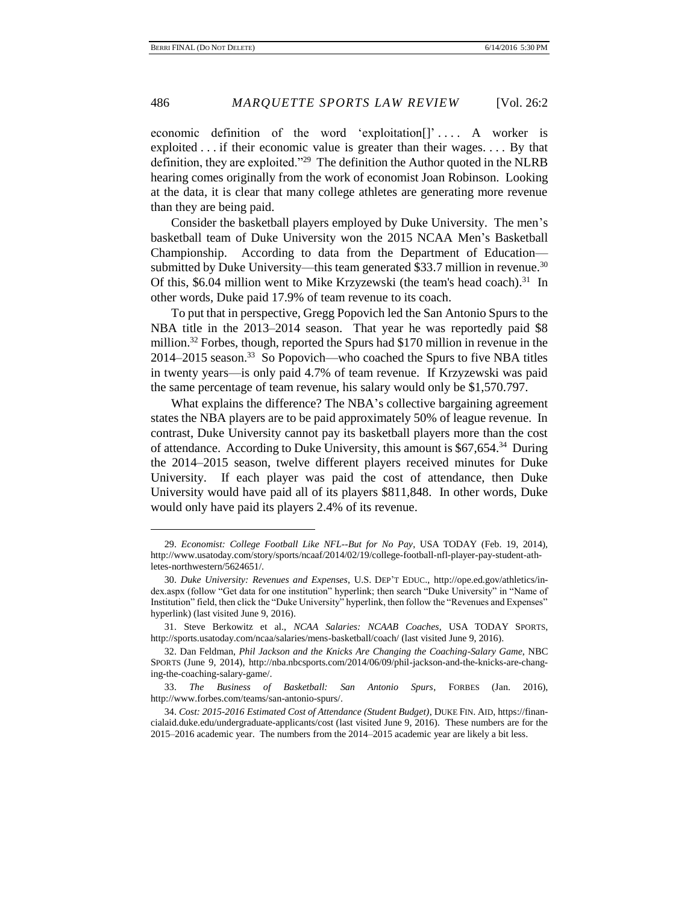economic definition of the word 'exploitation[]' . . . . A worker is exploited . . . if their economic value is greater than their wages. . . . By that definition, they are exploited."[29] The definition the Author quoted in the NLRB hearing comes originally from the work of economist Joan Robinson. Looking at the data, it is clear that many college athletes are generating more revenue than they are being paid.

Consider the basketball players employed by Duke University. The men's basketball team of Duke University won the 2015 NCAA Men's Basketball Championship. According to data from the Department of Education—submitted by Duke University—this team generated $33.7 million in revenue.[30] Of this, $6.04 million went to Mike Krzyzewski (the team's head coach).[31] In other words, Duke paid 17.9% of team revenue to its coach.

To put that in perspective, Gregg Popovich led the San Antonio Spurs to the NBA title in the 2013–2014 season. That year he was reportedly paid $8 million.[32] Forbes, though, reported the Spurs had $170 million in revenue in the 2014–2015 season.[33] So Popovich—who coached the Spurs to five NBA titles in twenty years—is only paid 4.7% of team revenue. If Krzyzewski was paid the same percentage of team revenue, his salary would only be $1,570.797.

What explains the difference? The NBA's collective bargaining agreement states the NBA players are to be paid approximately 50% of league revenue. In contrast, Duke University cannot pay its basketball players more than the cost of attendance. According to Duke University, this amount is $67,654.[34] During the 2014–2015 season, twelve different players received minutes for Duke University. If each player was paid the cost of attendance, then Duke University would have paid all of its players $811,848. In other words, Duke would only have paid its players 2.4% of its revenue.

---

29. *Economist: College Football Like NFL--But for No Pay*, USA TODAY (Feb. 19, 2014), http://www.usatoday.com/story/sports/ncaaf/2014/02/19/college-football-nfl-player-pay-student-athletes-northwestern/5624651/.

30. *Duke University: Revenues and Expenses*, U.S. DEP'T EDUC., http://ope.ed.gov/athletics/index.aspx (follow "Get data for one institution" hyperlink; then search "Duke University" in "Name of Institution" field, then click the "Duke University" hyperlink, then follow the "Revenues and Expenses" hyperlink) (last visited June 9, 2016).

31. Steve Berkowitz et al., *NCAA Salaries: NCAAB Coaches*, USA TODAY SPORTS, http://sports.usatoday.com/ncaa/salaries/mens-basketball/coach/ (last visited June 9, 2016).

32. Dan Feldman, *Phil Jackson and the Knicks Are Changing the Coaching-Salary Game*, NBC SPORTS (June 9, 2014), http://nba.nbcsports.com/2014/06/09/phil-jackson-and-the-knicks-are-changing-the-coaching-salary-game/.

33. *The Business of Basketball: San Antonio Spurs*, FORBES (Jan. 2016), http://www.forbes.com/teams/san-antonio-spurs/.

34. *Cost: 2015-2016 Estimated Cost of Attendance (Student Budget)*, DUKE FIN. AID, https://financialaid.duke.edu/undergraduate-applicants/cost (last visited June 9, 2016). These numbers are for the 2015–2016 academic year. The numbers from the 2014–2015 academic year are likely a bit less.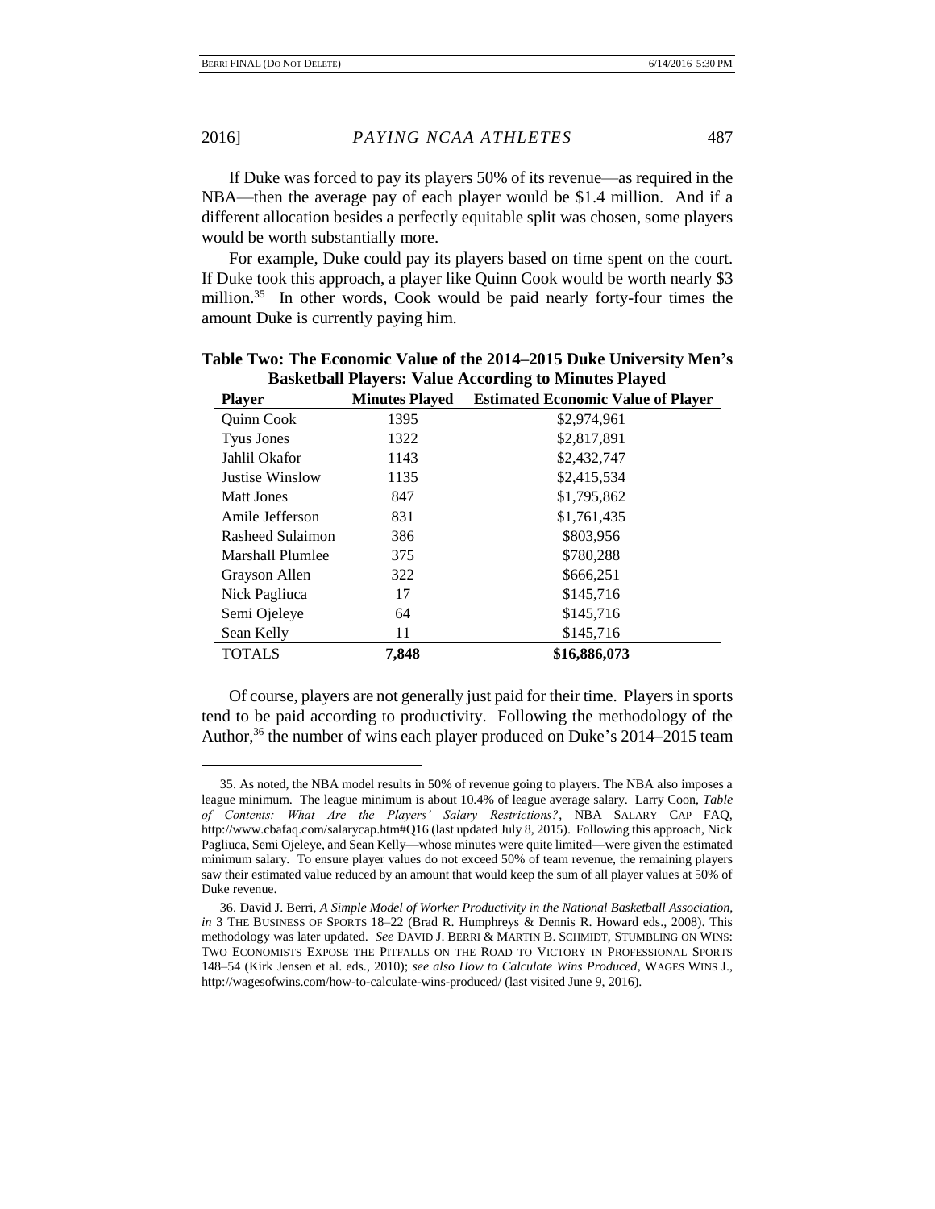If Duke was forced to pay its players 50% of its revenue—as required in the NBA—then the average pay of each player would be $1.4 million. And if a different allocation besides a perfectly equitable split was chosen, some players would be worth substantially more.

For example, Duke could pay its players based on time spent on the court. If Duke took this approach, a player like Quinn Cook would be worth nearly $3 million.[35] In other words, Cook would be paid nearly forty-four times the amount Duke is currently paying him.

**Table Two: The Economic Value of the 2014–2015 Duke University Men's Basketball Players: Value According to Minutes Played**

| Player | Minutes Played | Estimated Economic Value of Player |
|---|---|---|
| Quinn Cook | 1395 | $2,974,961 |
| Tyus Jones | 1322 | $2,817,891 |
| Jahlil Okafor | 1143 | $2,432,747 |
| Justise Winslow | 1135 | $2,415,534 |
| Matt Jones | 847 | $1,795,862 |
| Amile Jefferson | 831 | $1,761,435 |
| Rasheed Sulaimon | 386 | $803,956 |
| Marshall Plumlee | 375 | $780,288 |
| Grayson Allen | 322 | $666,251 |
| Nick Pagliuca | 17 | $145,716 |
| Semi Ojeleye | 64 | $145,716 |
| Sean Kelly | 11 | $145,716 |
| TOTALS | **7,848** | **$16,886,073** |

Of course, players are not generally just paid for their time. Players in sports tend to be paid according to productivity. Following the methodology of the Author,[36] the number of wins each player produced on Duke's 2014–2015 team

---

35. As noted, the NBA model results in 50% of revenue going to players. The NBA also imposes a league minimum. The league minimum is about 10.4% of league average salary. Larry Coon, *Table of Contents: What Are the Players' Salary Restrictions?*, NBA SALARY CAP FAQ, http://www.cbafaq.com/salarycap.htm#Q16 (last updated July 8, 2015). Following this approach, Nick Pagliuca, Semi Ojeleye, and Sean Kelly—whose minutes were quite limited—were given the estimated minimum salary. To ensure player values do not exceed 50% of team revenue, the remaining players saw their estimated value reduced by an amount that would keep the sum of all player values at 50% of Duke revenue.

36. David J. Berri, *A Simple Model of Worker Productivity in the National Basketball Association*, *in* 3 THE BUSINESS OF SPORTS 18–22 (Brad R. Humphreys & Dennis R. Howard eds., 2008). This methodology was later updated. *See* DAVID J. BERRI & MARTIN B. SCHMIDT, STUMBLING ON WINS: TWO ECONOMISTS EXPOSE THE PITFALLS ON THE ROAD TO VICTORY IN PROFESSIONAL SPORTS 148–54 (Kirk Jensen et al. eds., 2010); *see also How to Calculate Wins Produced*, WAGES WINS J., http://wagesofwins.com/how-to-calculate-wins-produced/ (last visited June 9, 2016).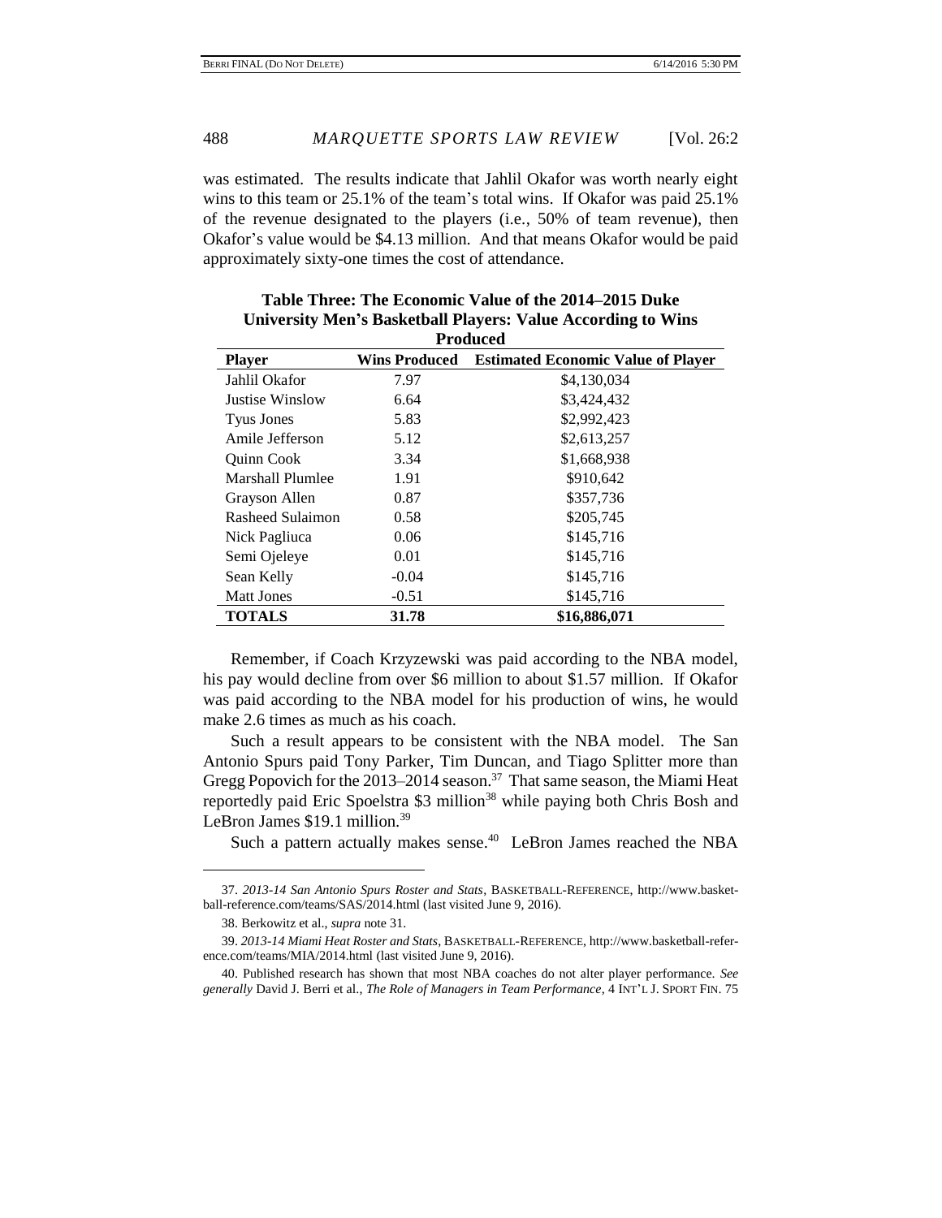was estimated. The results indicate that Jahlil Okafor was worth nearly eight wins to this team or 25.1% of the team's total wins. If Okafor was paid 25.1% of the revenue designated to the players (i.e., 50% of team revenue), then Okafor's value would be $4.13 million. And that means Okafor would be paid approximately sixty-one times the cost of attendance.

**Table Three: The Economic Value of the 2014–2015 Duke University Men's Basketball Players: Value According to Wins Produced**

| Player | Wins Produced | Estimated Economic Value of Player |
|---|---|---|
| Jahlil Okafor | 7.97 | $4,130,034 |
| Justise Winslow | 6.64 | $3,424,432 |
| Tyus Jones | 5.83 | $2,992,423 |
| Amile Jefferson | 5.12 | $2,613,257 |
| Quinn Cook | 3.34 | $1,668,938 |
| Marshall Plumlee | 1.91 | $910,642 |
| Grayson Allen | 0.87 | $357,736 |
| Rasheed Sulaimon | 0.58 | $205,745 |
| Nick Pagliuca | 0.06 | $145,716 |
| Semi Ojeleye | 0.01 | $145,716 |
| Sean Kelly | -0.04 | $145,716 |
| Matt Jones | -0.51 | $145,716 |
| **TOTALS** | **31.78** | **$16,886,071** |

Remember, if Coach Krzyzewski was paid according to the NBA model, his pay would decline from over $6 million to about $1.57 million. If Okafor was paid according to the NBA model for his production of wins, he would make 2.6 times as much as his coach.

Such a result appears to be consistent with the NBA model. The San Antonio Spurs paid Tony Parker, Tim Duncan, and Tiago Splitter more than Gregg Popovich for the 2013–2014 season.[37] That same season, the Miami Heat reportedly paid Eric Spoelstra $3 million[38] while paying both Chris Bosh and LeBron James $19.1 million.[39]

Such a pattern actually makes sense.[40] LeBron James reached the NBA

37. *2013-14 San Antonio Spurs Roster and Stats*, BASKETBALL-REFERENCE, http://www.basketball-reference.com/teams/SAS/2014.html (last visited June 9, 2016).

38. Berkowitz et al., *supra* note 31.

39. *2013-14 Miami Heat Roster and Stats*, BASKETBALL-REFERENCE, http://www.basketball-reference.com/teams/MIA/2014.html (last visited June 9, 2016).

40. Published research has shown that most NBA coaches do not alter player performance. *See generally* David J. Berri et al., *The Role of Managers in Team Performance*, 4 INT'L J. SPORT FIN. 75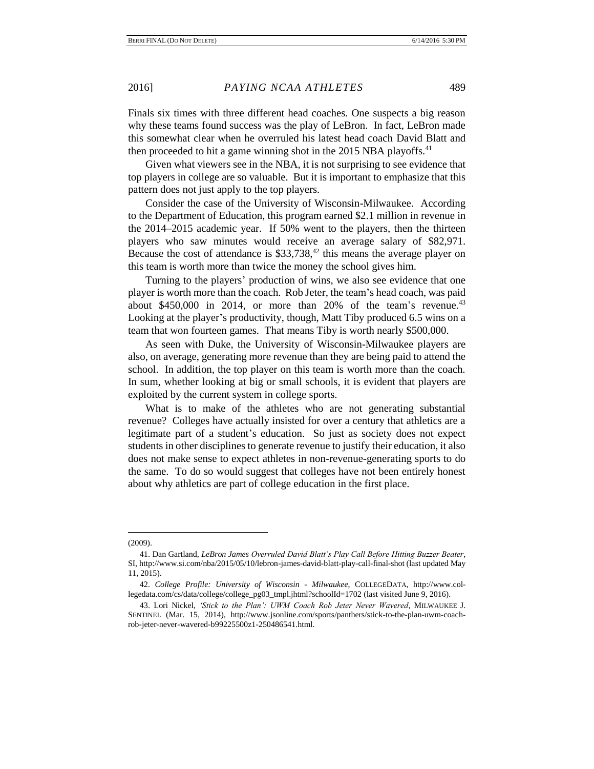Finals six times with three different head coaches. One suspects a big reason why these teams found success was the play of LeBron. In fact, LeBron made this somewhat clear when he overruled his latest head coach David Blatt and then proceeded to hit a game winning shot in the 2015 NBA playoffs.[41]

Given what viewers see in the NBA, it is not surprising to see evidence that top players in college are so valuable. But it is important to emphasize that this pattern does not just apply to the top players.

Consider the case of the University of Wisconsin-Milwaukee. According to the Department of Education, this program earned $2.1 million in revenue in the 2014–2015 academic year. If 50% went to the players, then the thirteen players who saw minutes would receive an average salary of $82,971. Because the cost of attendance is $33,738,[42] this means the average player on this team is worth more than twice the money the school gives him.

Turning to the players' production of wins, we also see evidence that one player is worth more than the coach. Rob Jeter, the team's head coach, was paid about $450,000 in 2014, or more than 20% of the team's revenue.[43] Looking at the player's productivity, though, Matt Tiby produced 6.5 wins on a team that won fourteen games. That means Tiby is worth nearly $500,000.

As seen with Duke, the University of Wisconsin-Milwaukee players are also, on average, generating more revenue than they are being paid to attend the school. In addition, the top player on this team is worth more than the coach. In sum, whether looking at big or small schools, it is evident that players are exploited by the current system in college sports.

What is to make of the athletes who are not generating substantial revenue? Colleges have actually insisted for over a century that athletics are a legitimate part of a student's education. So just as society does not expect students in other disciplines to generate revenue to justify their education, it also does not make sense to expect athletes in non-revenue-generating sports to do the same. To do so would suggest that colleges have not been entirely honest about why athletics are part of college education in the first place.

---

(2009).

41. Dan Gartland, *LeBron James Overruled David Blatt's Play Call Before Hitting Buzzer Beater*, SI, http://www.si.com/nba/2015/05/10/lebron-james-david-blatt-play-call-final-shot (last updated May 11, 2015).

42. *College Profile: University of Wisconsin - Milwaukee*, COLLEGEDATA, http://www.collegedata.com/cs/data/college/college_pg03_tmpl.jhtml?schoolId=1702 (last visited June 9, 2016).

43. Lori Nickel, *'Stick to the Plan': UWM Coach Rob Jeter Never Wavered*, MILWAUKEE J. SENTINEL (Mar. 15, 2014), http://www.jsonline.com/sports/panthers/stick-to-the-plan-uwm-coach-rob-jeter-never-wavered-b99225500z1-250486541.html.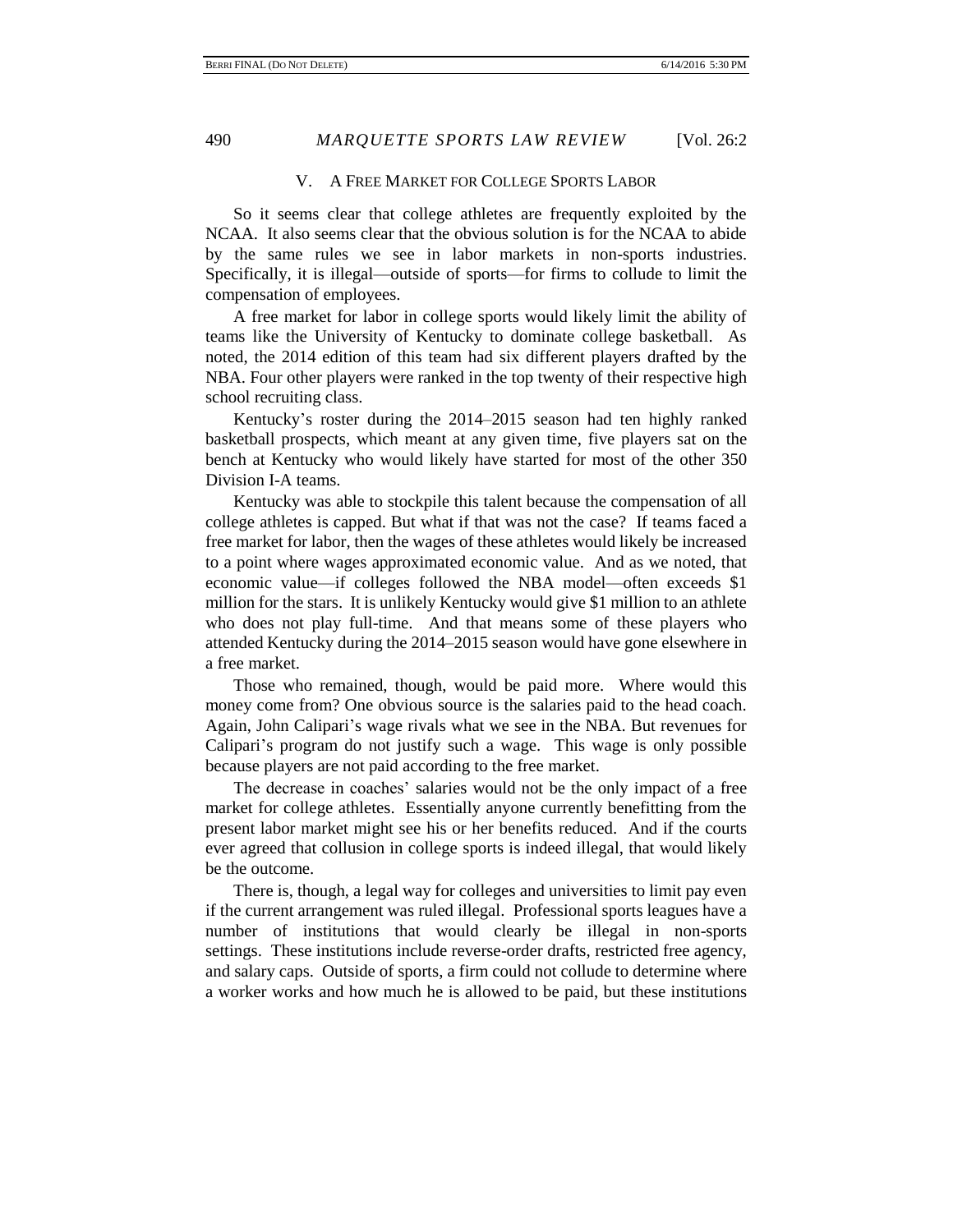## V. A FREE MARKET FOR COLLEGE SPORTS LABOR

So it seems clear that college athletes are frequently exploited by the NCAA. It also seems clear that the obvious solution is for the NCAA to abide by the same rules we see in labor markets in non-sports industries. Specifically, it is illegal—outside of sports—for firms to collude to limit the compensation of employees.

A free market for labor in college sports would likely limit the ability of teams like the University of Kentucky to dominate college basketball. As noted, the 2014 edition of this team had six different players drafted by the NBA. Four other players were ranked in the top twenty of their respective high school recruiting class.

Kentucky's roster during the 2014–2015 season had ten highly ranked basketball prospects, which meant at any given time, five players sat on the bench at Kentucky who would likely have started for most of the other 350 Division I-A teams.

Kentucky was able to stockpile this talent because the compensation of all college athletes is capped. But what if that was not the case? If teams faced a free market for labor, then the wages of these athletes would likely be increased to a point where wages approximated economic value. And as we noted, that economic value—if colleges followed the NBA model—often exceeds $1 million for the stars. It is unlikely Kentucky would give $1 million to an athlete who does not play full-time. And that means some of these players who attended Kentucky during the 2014–2015 season would have gone elsewhere in a free market.

Those who remained, though, would be paid more. Where would this money come from? One obvious source is the salaries paid to the head coach. Again, John Calipari's wage rivals what we see in the NBA. But revenues for Calipari's program do not justify such a wage. This wage is only possible because players are not paid according to the free market.

The decrease in coaches' salaries would not be the only impact of a free market for college athletes. Essentially anyone currently benefitting from the present labor market might see his or her benefits reduced. And if the courts ever agreed that collusion in college sports is indeed illegal, that would likely be the outcome.

There is, though, a legal way for colleges and universities to limit pay even if the current arrangement was ruled illegal. Professional sports leagues have a number of institutions that would clearly be illegal in non-sports settings. These institutions include reverse-order drafts, restricted free agency, and salary caps. Outside of sports, a firm could not collude to determine where a worker works and how much he is allowed to be paid, but these institutions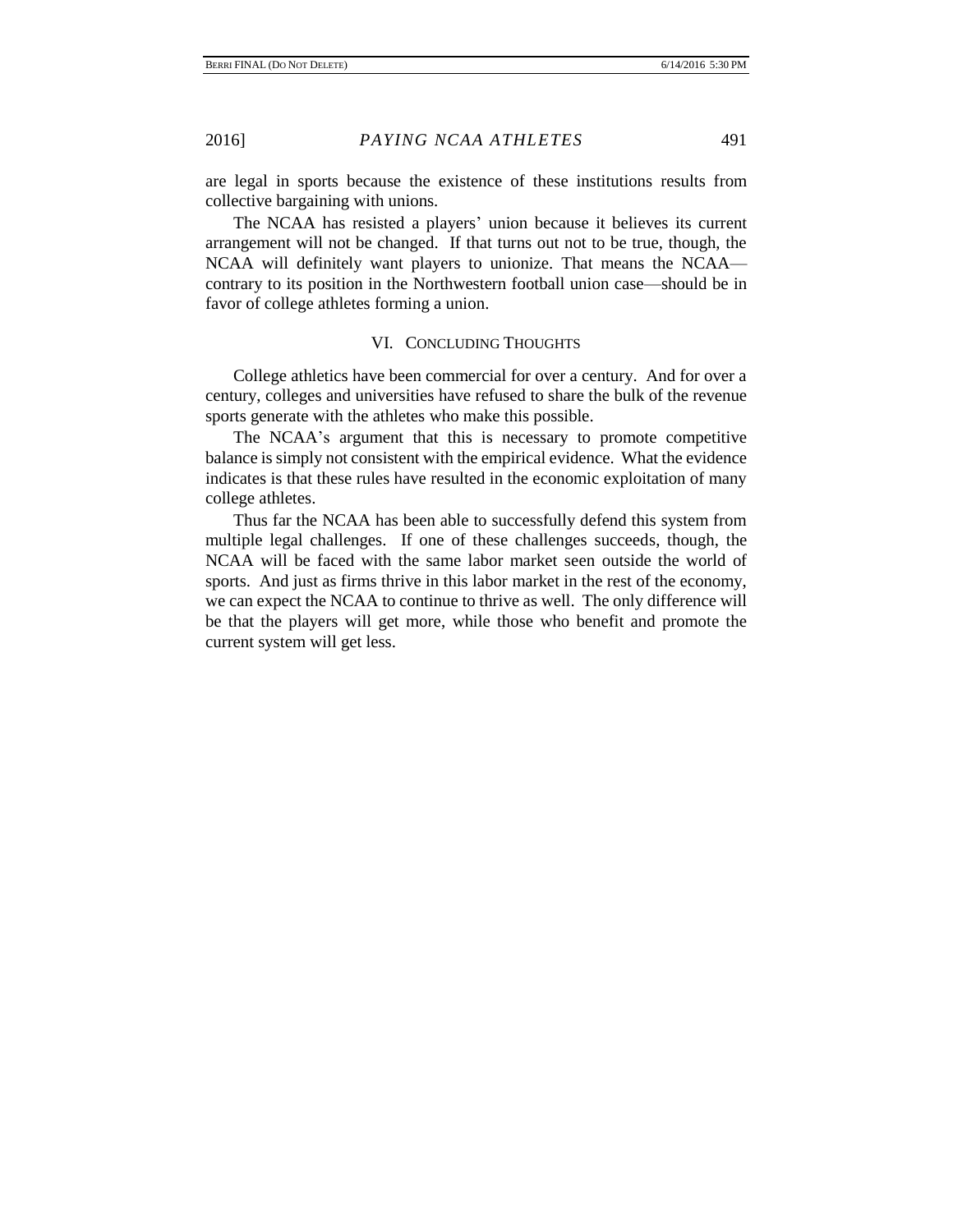are legal in sports because the existence of these institutions results from collective bargaining with unions.

The NCAA has resisted a players' union because it believes its current arrangement will not be changed. If that turns out not to be true, though, the NCAA will definitely want players to unionize. That means the NCAA—contrary to its position in the Northwestern football union case—should be in favor of college athletes forming a union.

## VI. Concluding Thoughts

College athletics have been commercial for over a century. And for over a century, colleges and universities have refused to share the bulk of the revenue sports generate with the athletes who make this possible.

The NCAA's argument that this is necessary to promote competitive balance is simply not consistent with the empirical evidence. What the evidence indicates is that these rules have resulted in the economic exploitation of many college athletes.

Thus far the NCAA has been able to successfully defend this system from multiple legal challenges. If one of these challenges succeeds, though, the NCAA will be faced with the same labor market seen outside the world of sports. And just as firms thrive in this labor market in the rest of the economy, we can expect the NCAA to continue to thrive as well. The only difference will be that the players will get more, while those who benefit and promote the current system will get less.